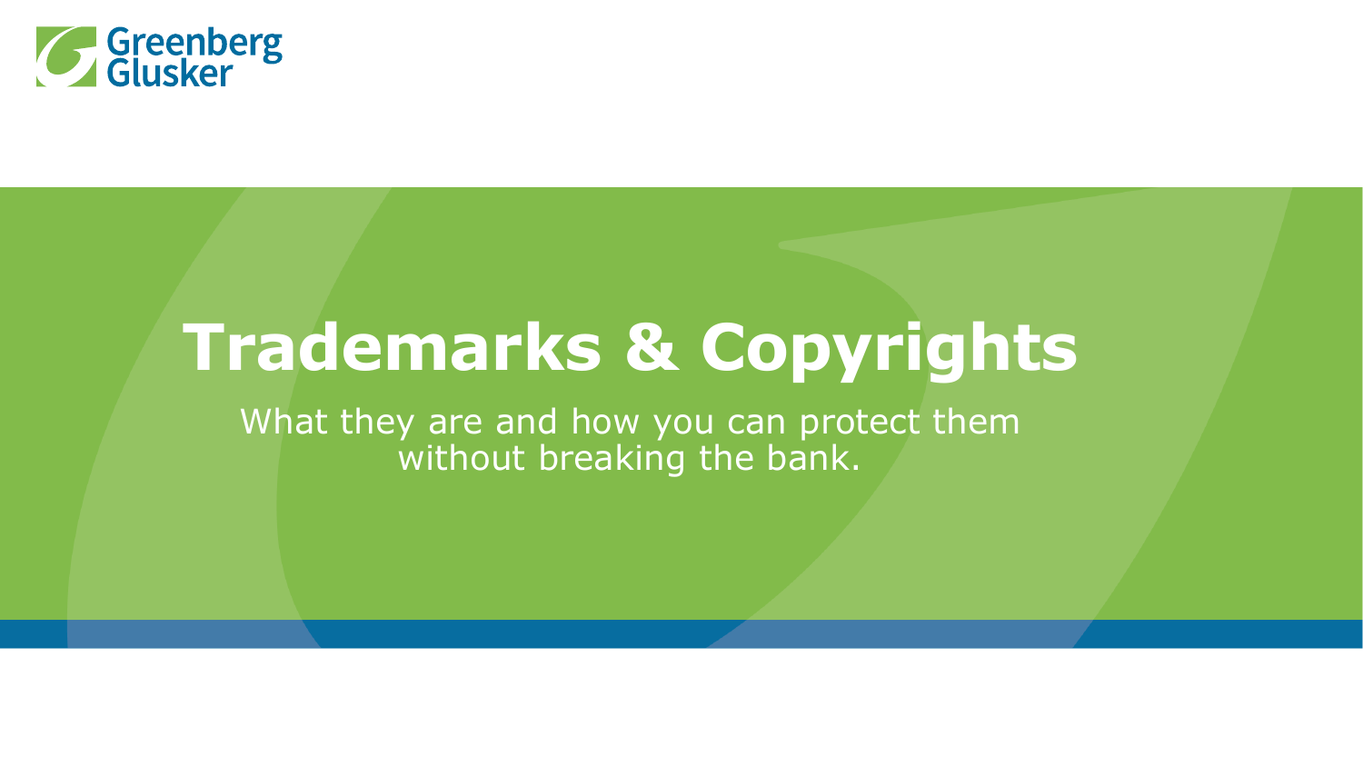Greenberg Glusker

# Trademarks & Copyrights

What they are and how you can protect them without breaking the bank.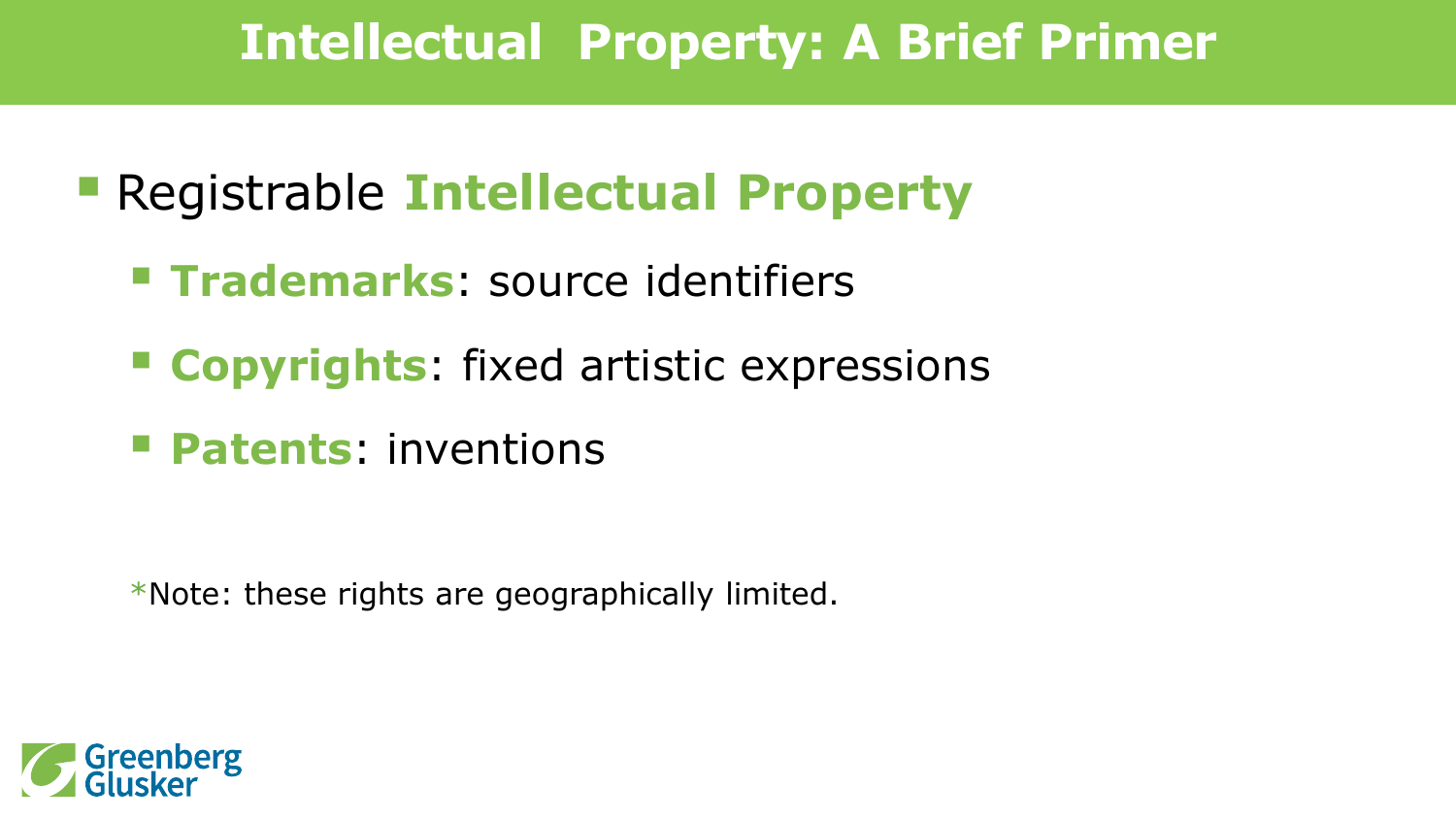# Intellectual Property: A Brief Primer

- Registrable **Intellectual Property**
  - **Trademarks**: source identifiers
  - **Copyrights**: fixed artistic expressions
  - **Patents**: inventions

*Note: these rights are geographically limited.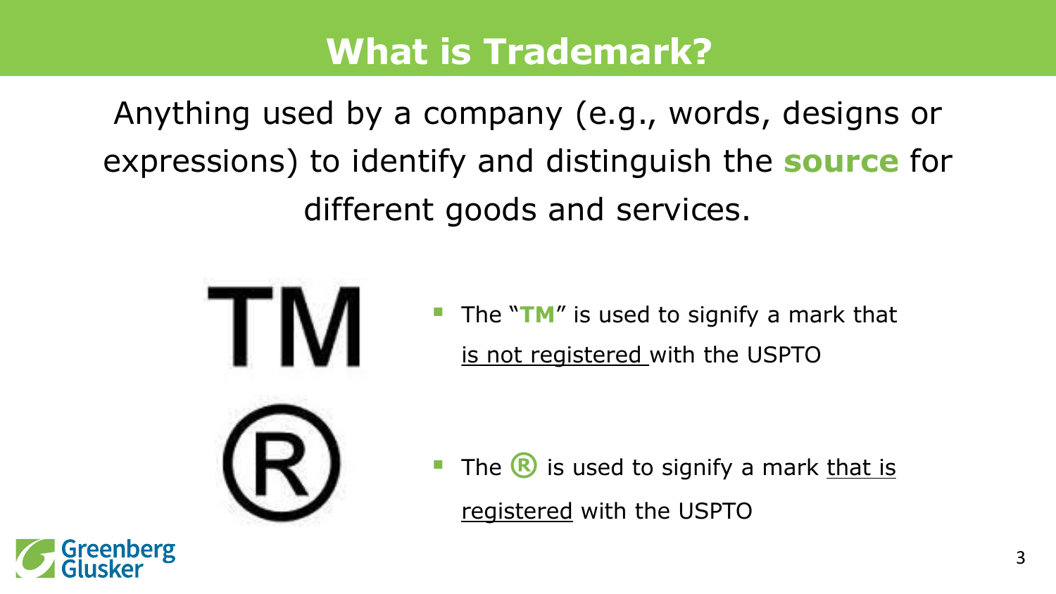# What is Trademark?

Anything used by a company (e.g., words, designs or expressions) to identify and distinguish the **source** for different goods and services.

- The "**TM**" is used to signify a mark that is not registered with the USPTO
- The **®** is used to signify a mark that is registered with the USPTO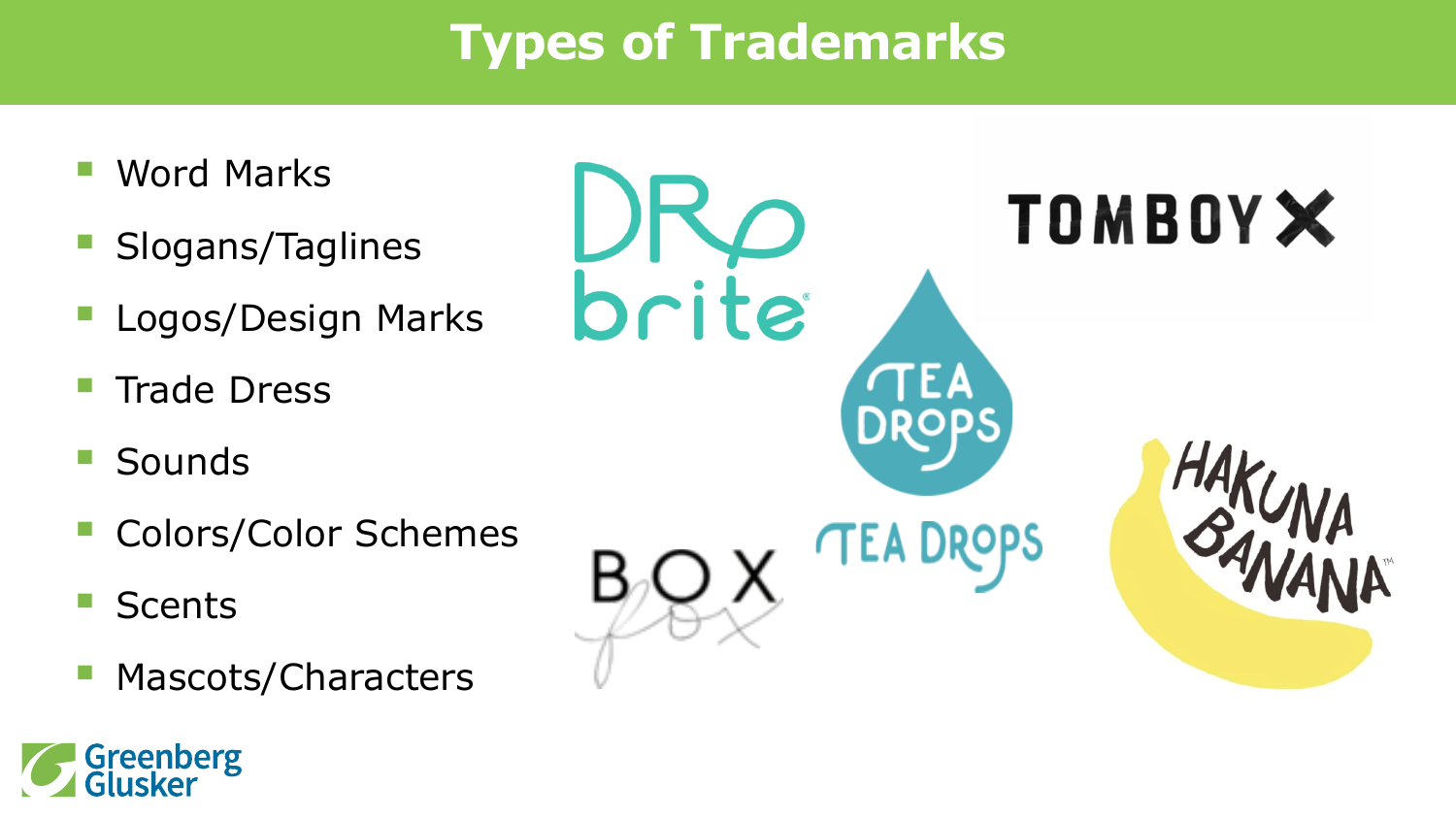# Types of Trademarks

- Word Marks
- Slogans/Taglines
- Logos/Design Marks
- Trade Dress
- Sounds
- Colors/Color Schemes
- Scents
- Mascots/Characters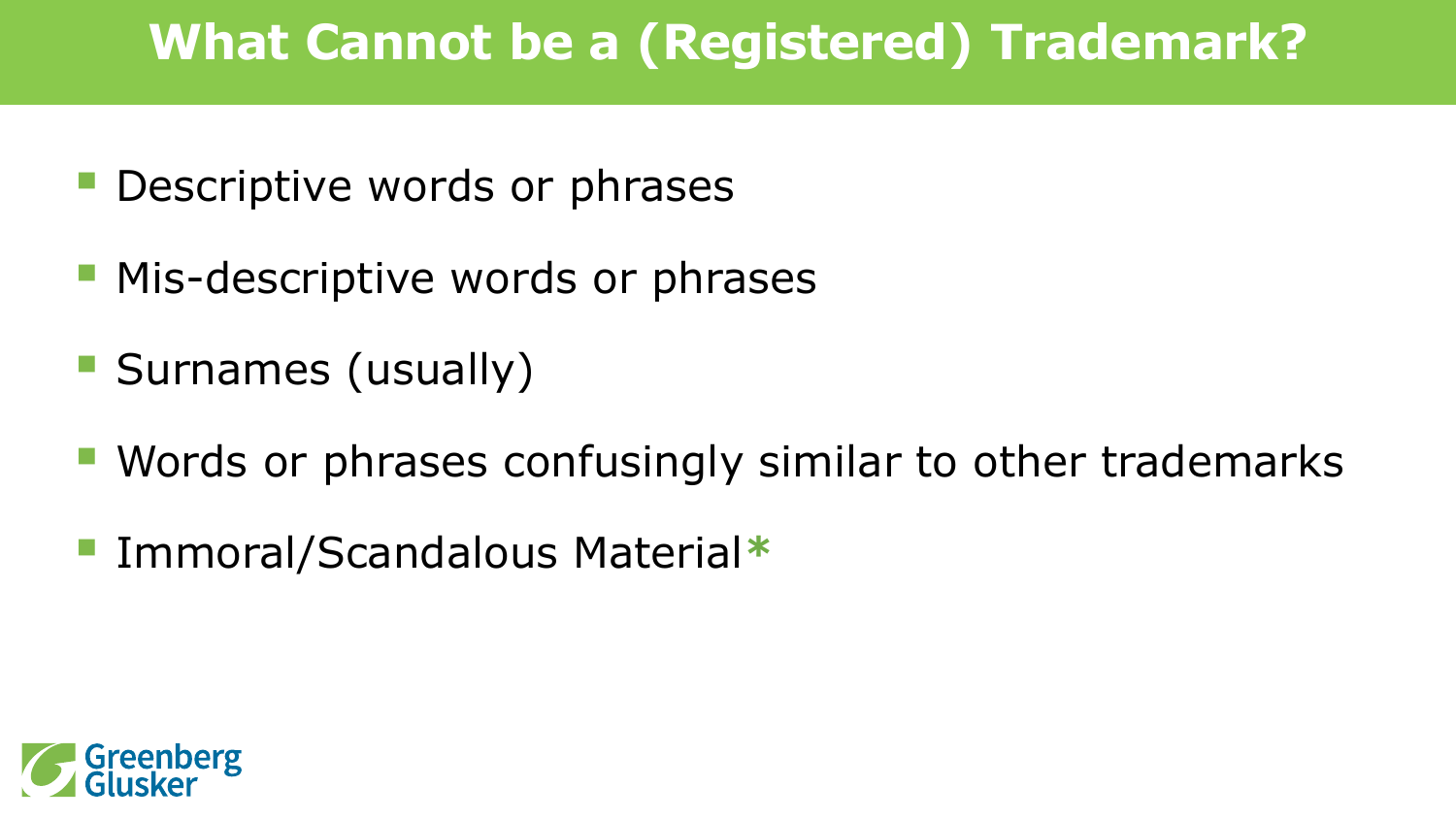# What Cannot be a (Registered) Trademark?

- Descriptive words or phrases
- Mis-descriptive words or phrases
- Surnames (usually)
- Words or phrases confusingly similar to other trademarks
- Immoral/Scandalous Material*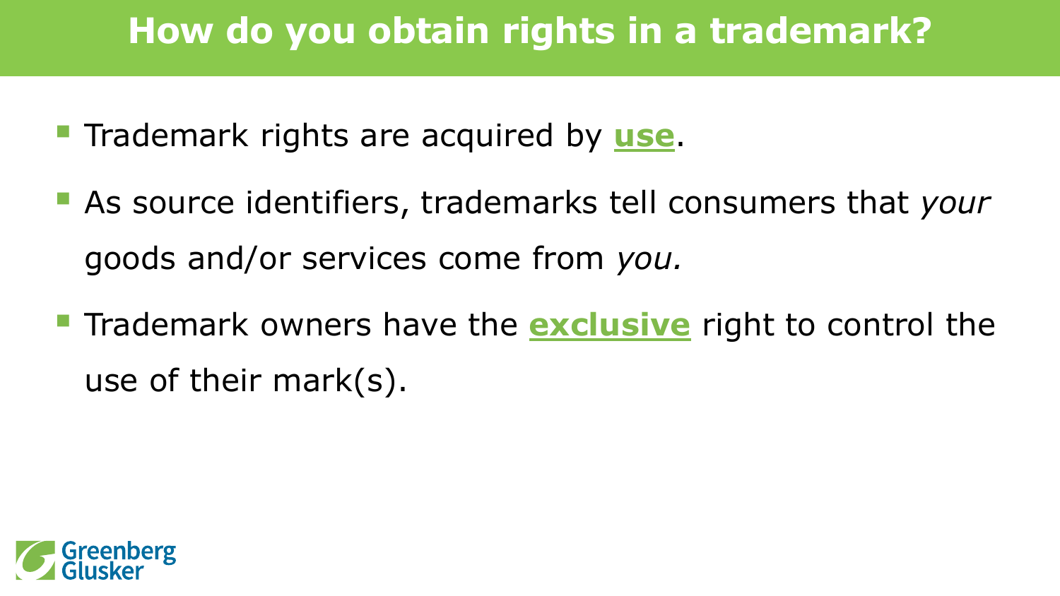# How do you obtain rights in a trademark?

- Trademark rights are acquired by **use**.
- As source identifiers, trademarks tell consumers that *your* goods and/or services come from *you.*
- Trademark owners have the **exclusive** right to control the use of their mark(s).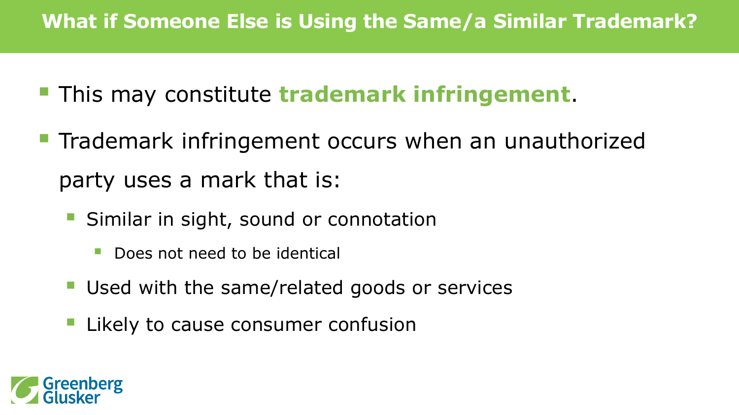# What if Someone Else is Using the Same/a Similar Trademark?

- This may constitute **trademark infringement**.
- Trademark infringement occurs when an unauthorized party uses a mark that is:
  - Similar in sight, sound or connotation
    - Does not need to be identical
  - Used with the same/related goods or services
  - Likely to cause consumer confusion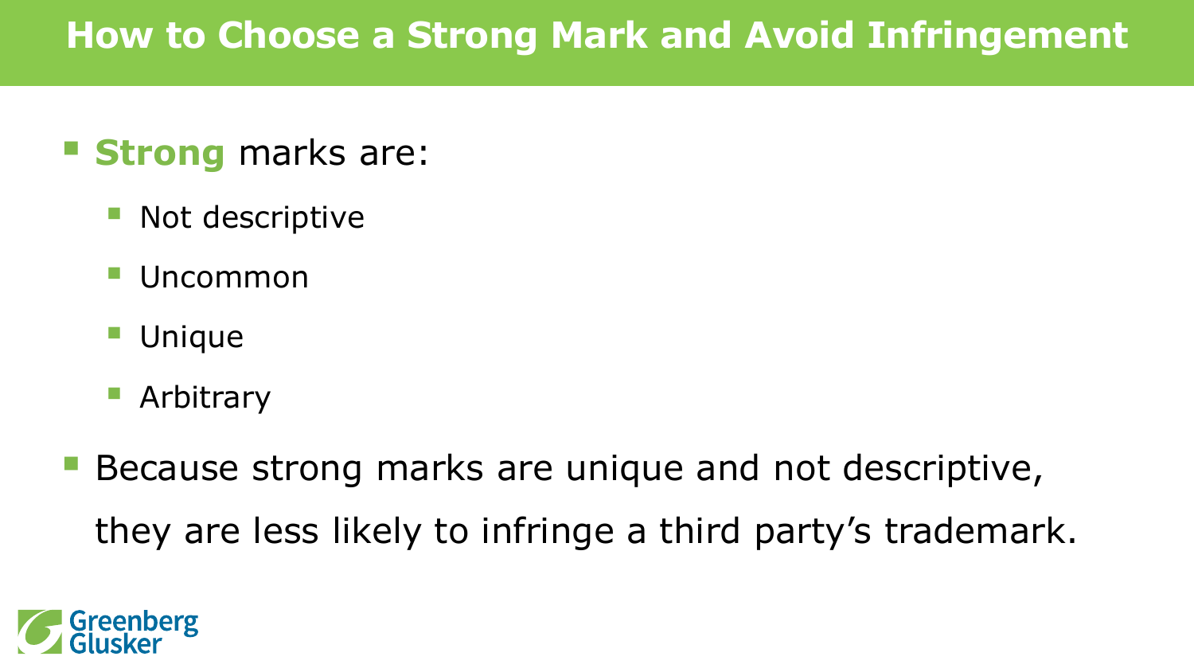# How to Choose a Strong Mark and Avoid Infringement

- **Strong** marks are:
  - Not descriptive
  - Uncommon
  - Unique
  - Arbitrary
- Because strong marks are unique and not descriptive, they are less likely to infringe a third party's trademark.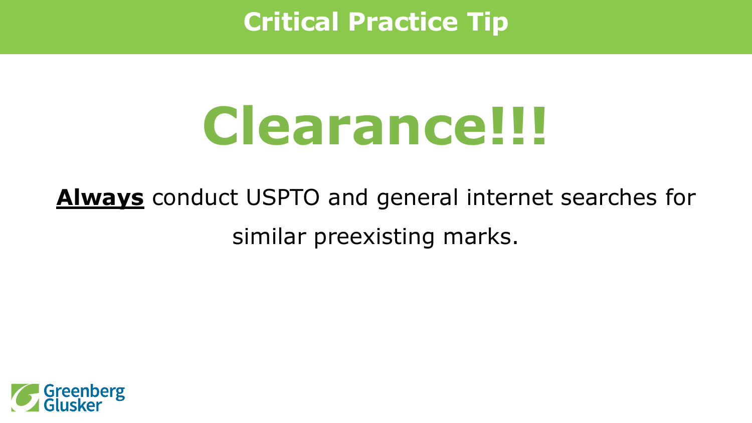## Critical Practice Tip

# Clearance!!!

**Always** conduct USPTO and general internet searches for similar preexisting marks.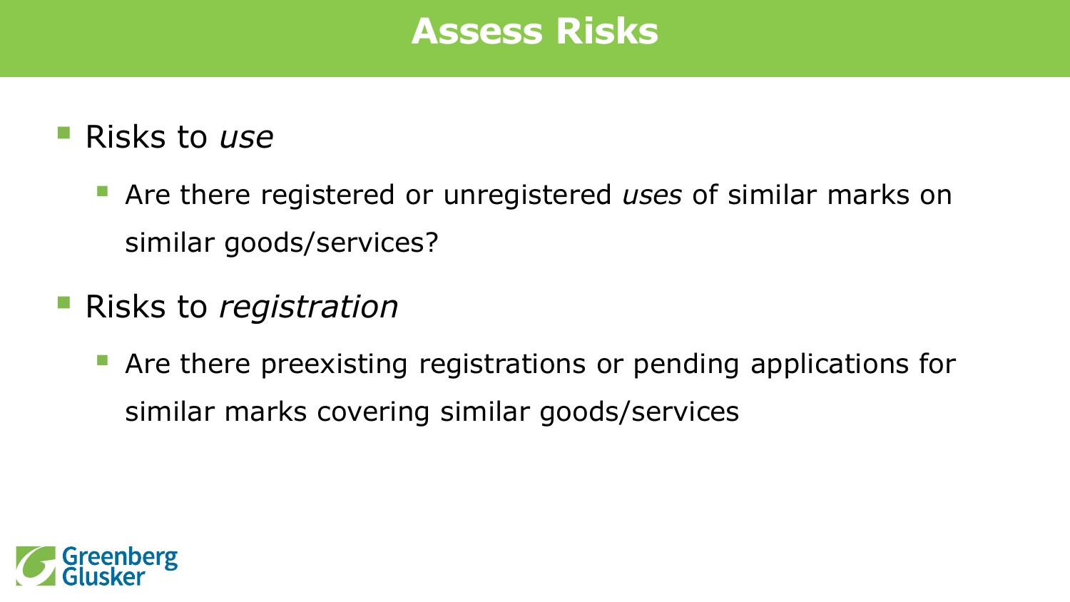# Assess Risks

- Risks to *use*
  - Are there registered or unregistered *uses* of similar marks on similar goods/services?
- Risks to *registration*
  - Are there preexisting registrations or pending applications for similar marks covering similar goods/services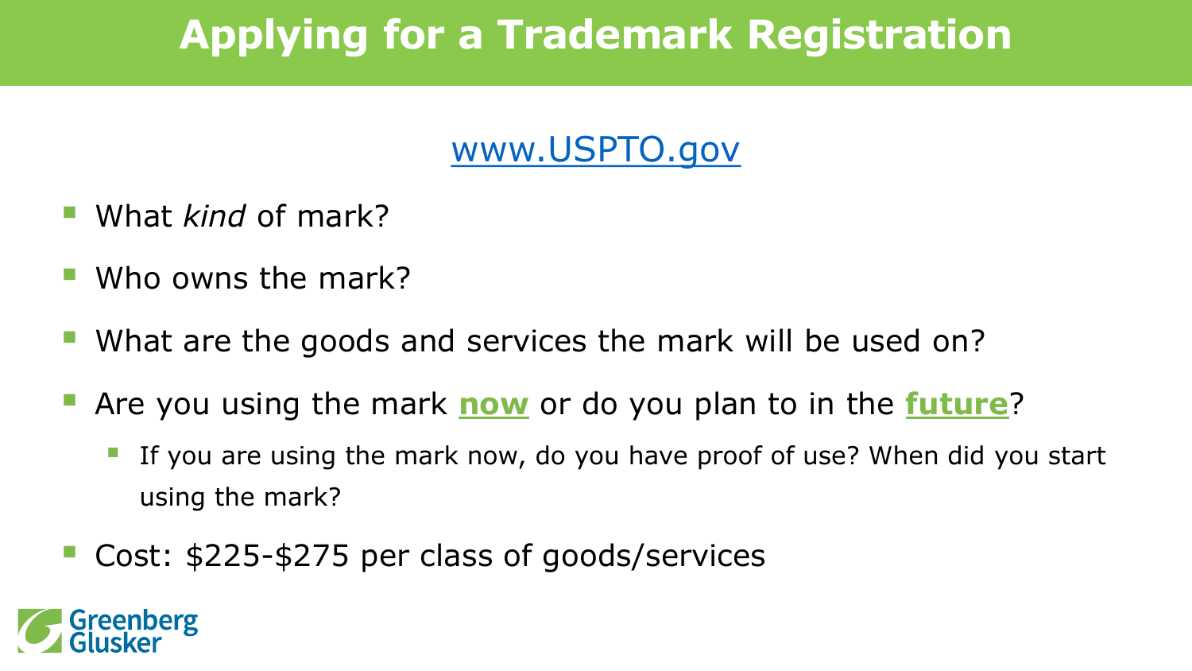# Applying for a Trademark Registration

www.USPTO.gov

- What *kind* of mark?
- Who owns the mark?
- What are the goods and services the mark will be used on?
- Are you using the mark **now** or do you plan to in the **future**?
  - If you are using the mark now, do you have proof of use? When did you start using the mark?
- Cost: $225-$275 per class of goods/services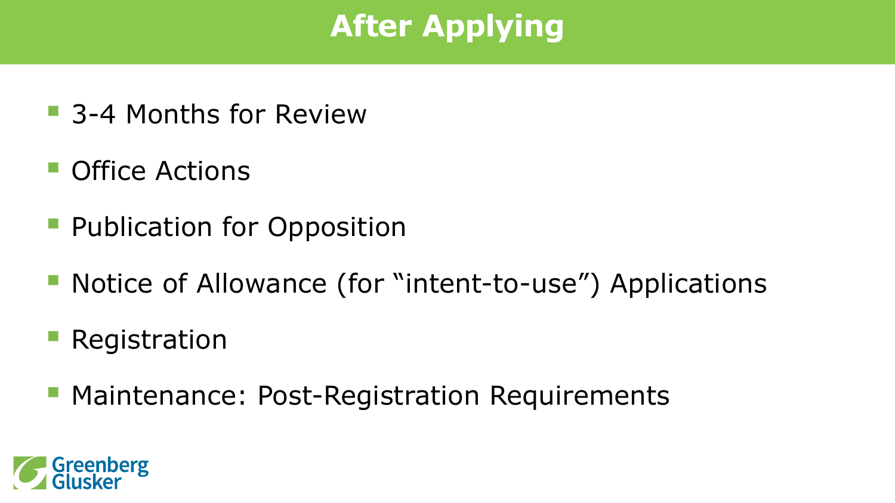# After Applying

- 3-4 Months for Review
- Office Actions
- Publication for Opposition
- Notice of Allowance (for "intent-to-use") Applications
- Registration
- Maintenance: Post-Registration Requirements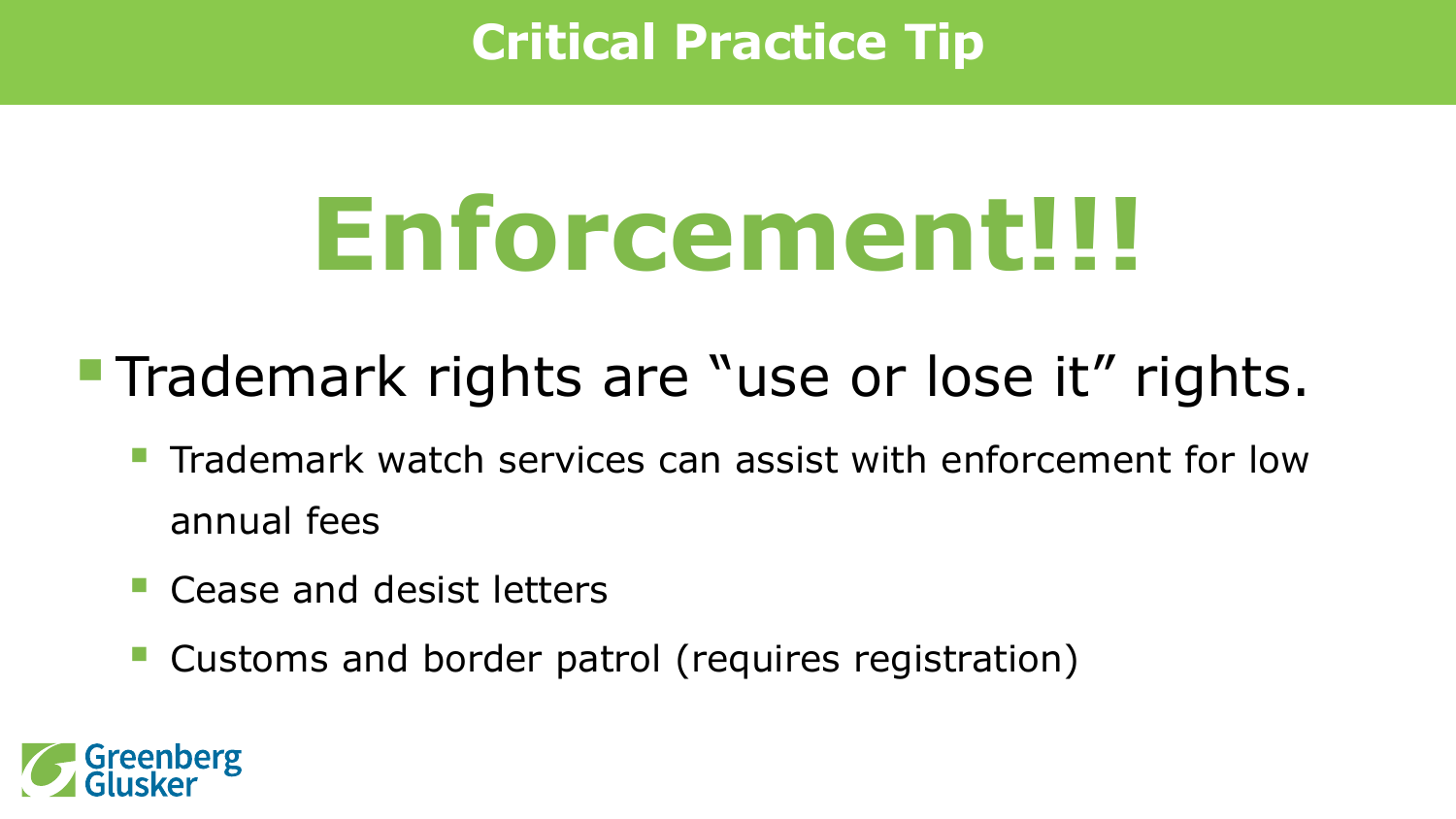## Critical Practice Tip

# Enforcement!!!

- Trademark rights are "use or lose it" rights.
  - Trademark watch services can assist with enforcement for low annual fees
  - Cease and desist letters
  - Customs and border patrol (requires registration)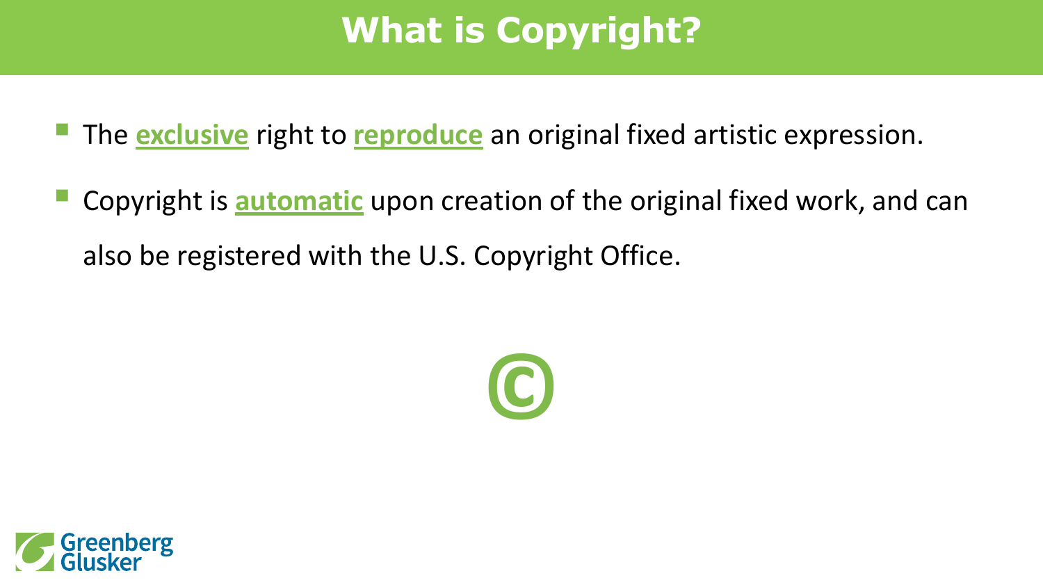# What is Copyright?

- The **exclusive** right to **reproduce** an original fixed artistic expression.
- Copyright is **automatic** upon creation of the original fixed work, and can also be registered with the U.S. Copyright Office.

©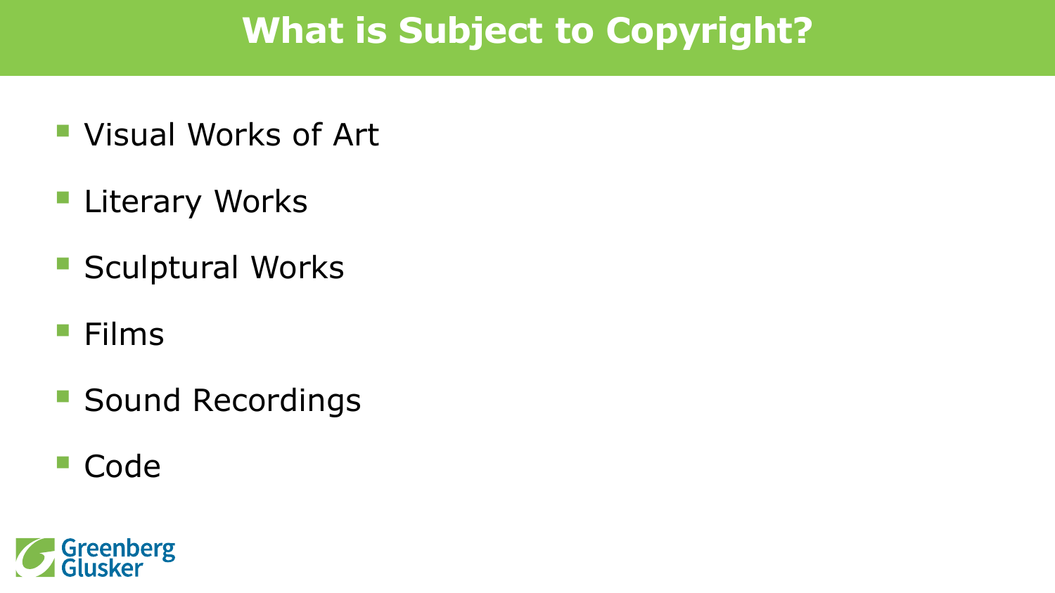# What is Subject to Copyright?

- Visual Works of Art
- Literary Works
- Sculptural Works
- Films
- Sound Recordings
- Code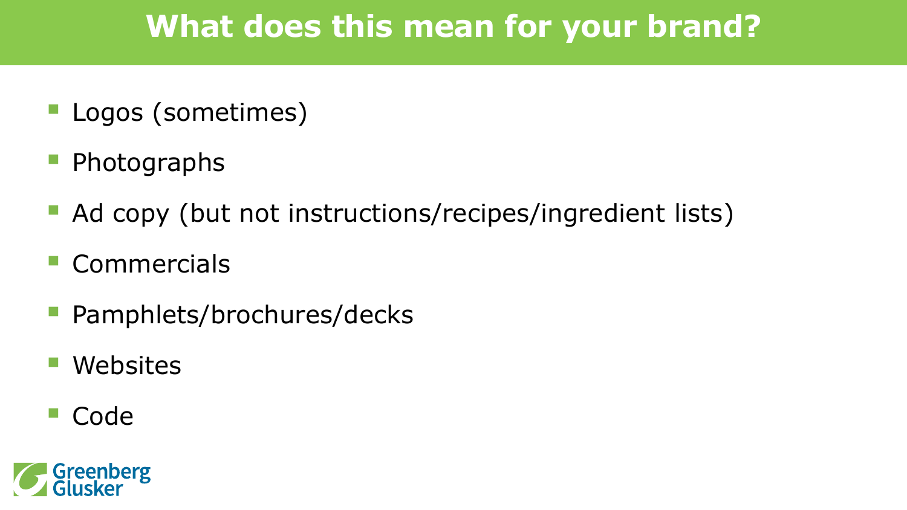# What does this mean for your brand?

- Logos (sometimes)
- Photographs
- Ad copy (but not instructions/recipes/ingredient lists)
- Commercials
- Pamphlets/brochures/decks
- Websites
- Code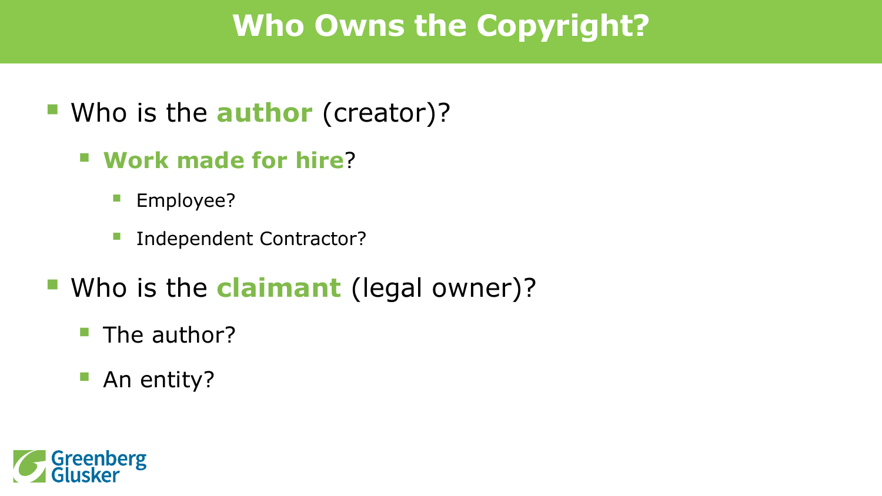# Who Owns the Copyright?

- Who is the **author** (creator)?
  - **Work made for hire**?
    - Employee?
    - Independent Contractor?
- Who is the **claimant** (legal owner)?
  - The author?
  - An entity?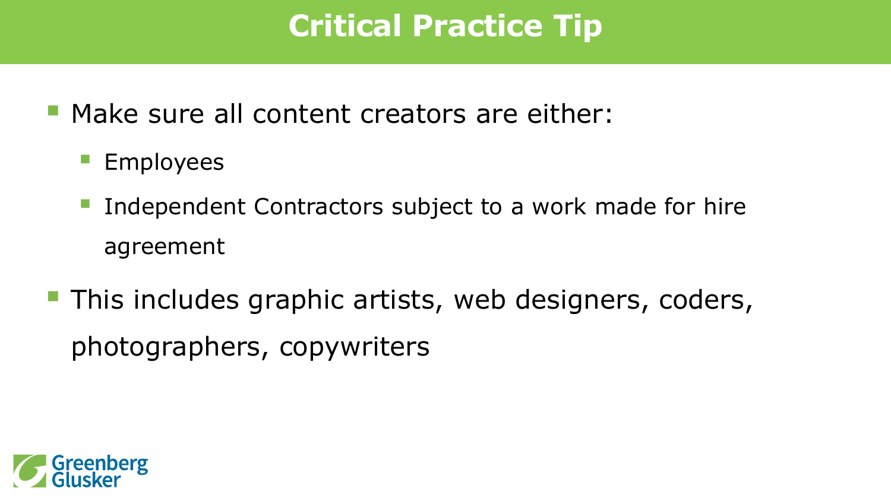# Critical Practice Tip

- Make sure all content creators are either:
  - Employees
  - Independent Contractors subject to a work made for hire agreement
- This includes graphic artists, web designers, coders, photographers, copywriters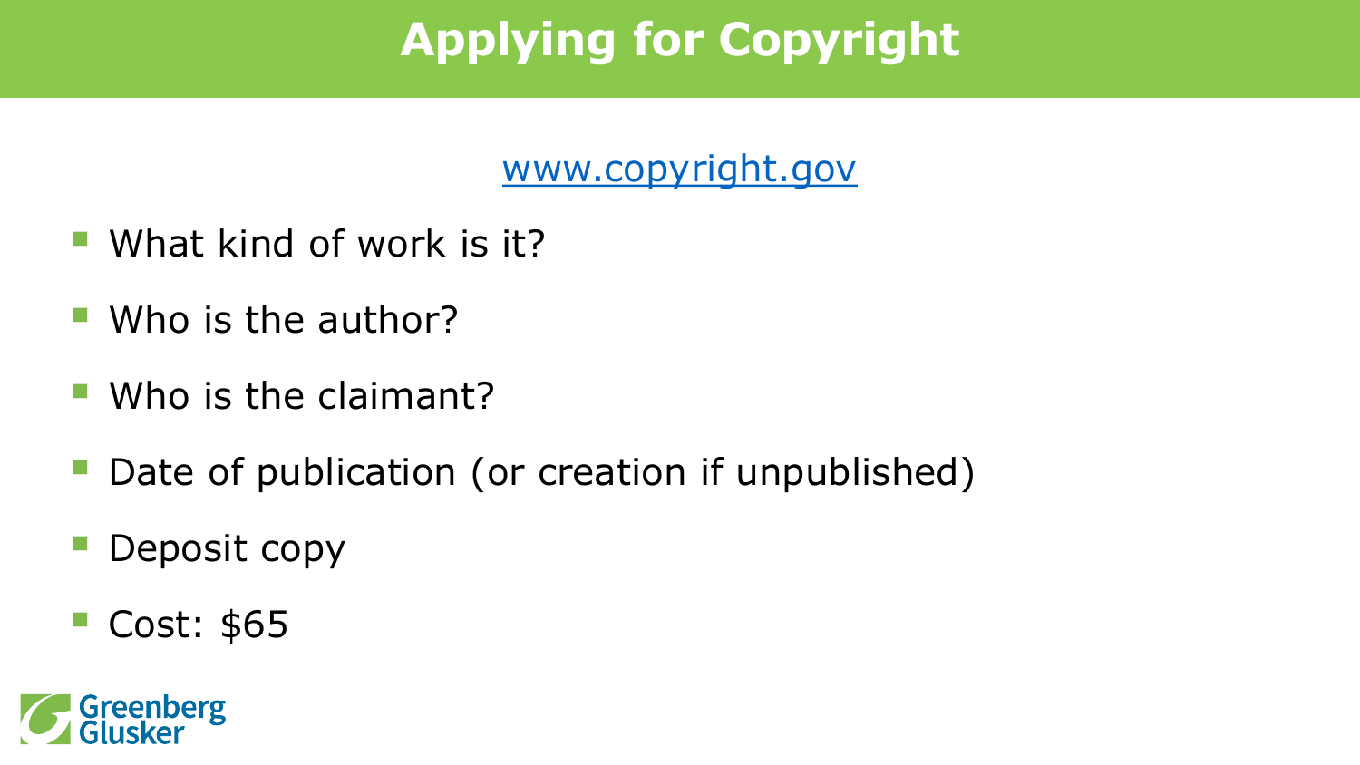# Applying for Copyright

www.copyright.gov

- What kind of work is it?
- Who is the author?
- Who is the claimant?
- Date of publication (or creation if unpublished)
- Deposit copy
- Cost: $65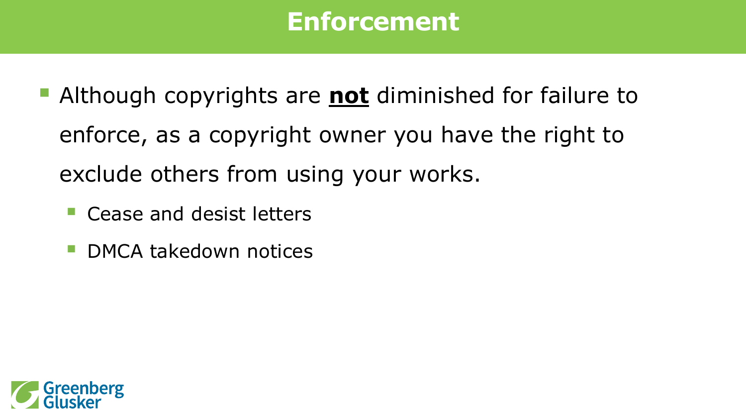# Enforcement

- Although copyrights are **not** diminished for failure to enforce, as a copyright owner you have the right to exclude others from using your works.
  - Cease and desist letters
  - DMCA takedown notices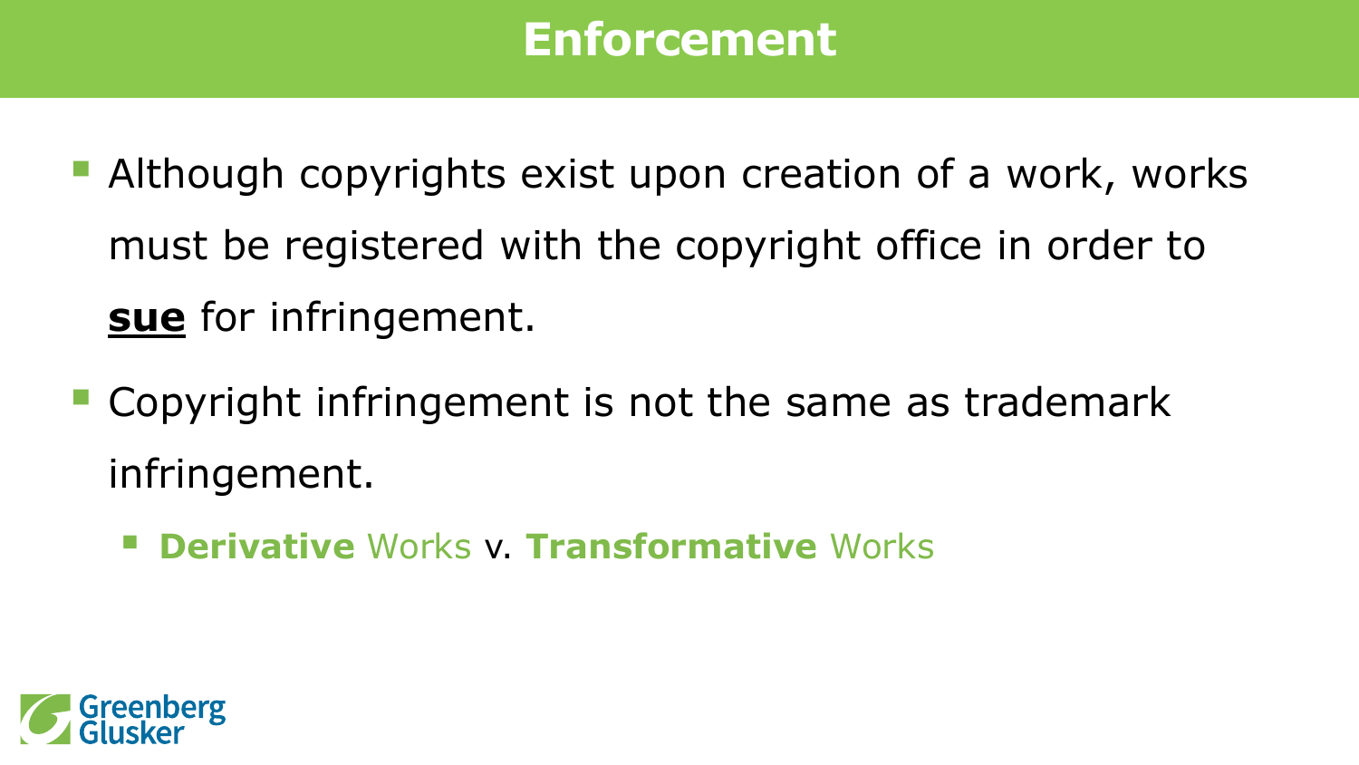# Enforcement

- Although copyrights exist upon creation of a work, works must be registered with the copyright office in order to **<u>sue</u>** for infringement.
- Copyright infringement is not the same as trademark infringement.
  - **Derivative** Works v. **Transformative** Works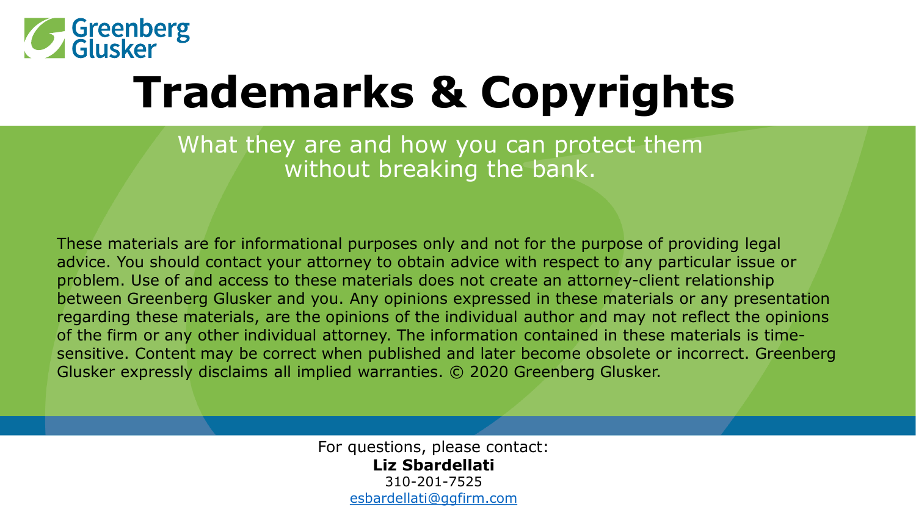Greenberg Glusker

# Trademarks & Copyrights

What they are and how you can protect them without breaking the bank.

These materials are for informational purposes only and not for the purpose of providing legal advice. You should contact your attorney to obtain advice with respect to any particular issue or problem. Use of and access to these materials does not create an attorney-client relationship between Greenberg Glusker and you. Any opinions expressed in these materials or any presentation regarding these materials, are the opinions of the individual author and may not reflect the opinions of the firm or any other individual attorney. The information contained in these materials is time-sensitive. Content may be correct when published and later become obsolete or incorrect. Greenberg Glusker expressly disclaims all implied warranties. © 2020 Greenberg Glusker.

For questions, please contact:
**Liz Sbardellati**
310-201-7525
esbardellati@ggfirm.com